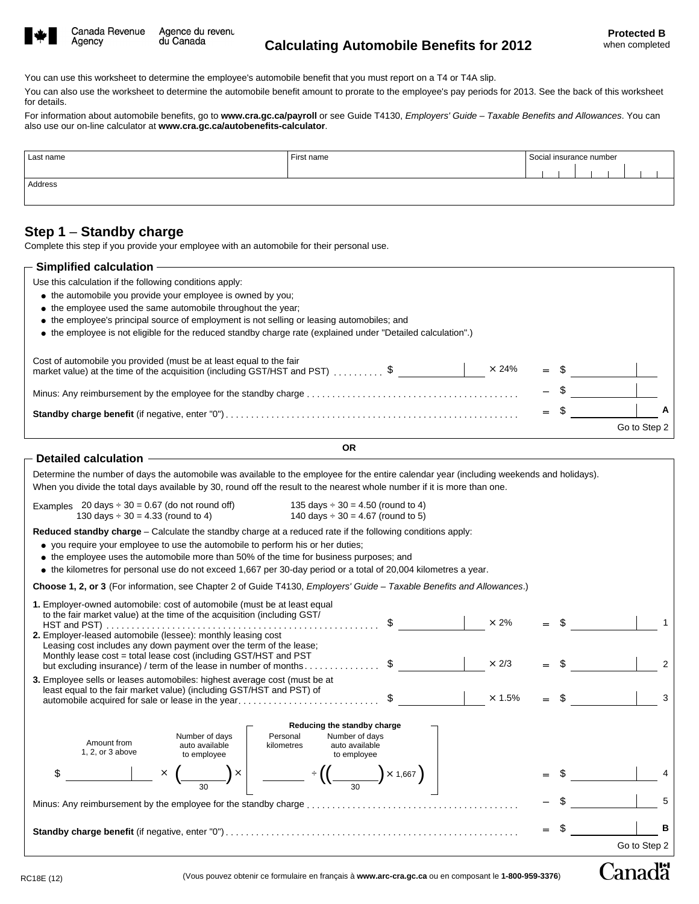Canada Revenue Agency / Agence du revenu du Canada

# Calculating Automobile Benefits for 2012

**Protected B** when completed

You can use this worksheet to determine the employee's automobile benefit that you must report on a T4 or T4A slip.

You can also use the worksheet to determine the automobile benefit amount to prorate to the employee's pay periods for 2013. See the back of this worksheet for details.

For information about automobile benefits, go to **www.cra.gc.ca/payroll** or see Guide T4130, *Employers' Guide – Taxable Benefits and Allowances*. You can also use our on-line calculator at **www.cra.gc.ca/autobenefits-calculator**.

| Last name | First name | Social insurance number |
|---|---|---|
| Address | | |

## Step 1 – Standby charge

Complete this step if you provide your employee with an automobile for their personal use.

### Simplified calculation

Use this calculation if the following conditions apply:

- the automobile you provide your employee is owned by you;
- the employee used the same automobile throughout the year;
- the employee's principal source of employment is not selling or leasing automobiles; and
- the employee is not eligible for the reduced standby charge rate (explained under "Detailed calculation".)

Cost of automobile you provided (must be at least equal to the fair market value) at the time of the acquisition (including GST/HST and PST) .......... $ ________ × 24% = $ ________

Minus: Any reimbursement by the employee for the standby charge .......... – $ ________

**Standby charge benefit** (if negative, enter "0") .......... = $ ________ **A**

Go to Step 2

**OR**

### Detailed calculation

Determine the number of days the automobile was available to the employee for the entire calendar year (including weekends and holidays). When you divide the total days available by 30, round off the result to the nearest whole number if it is more than one.

Examples
- 20 days ÷ 30 = 0.67 (do not round off)
- 130 days ÷ 30 = 4.33 (round to 4)
- 135 days ÷ 30 = 4.50 (round to 4)
- 140 days ÷ 30 = 4.67 (round to 5)

**Reduced standby charge** – Calculate the standby charge at a reduced rate if the following conditions apply:

- you require your employee to use the automobile to perform his or her duties;
- the employee uses the automobile more than 50% of the time for business purposes; and
- the kilometres for personal use do not exceed 1,667 per 30-day period or a total of 20,004 kilometres a year.

**Choose 1, 2, or 3** (For information, see Chapter 2 of Guide T4130, *Employers' Guide – Taxable Benefits and Allowances*.)

**1.** Employer-owned automobile: cost of automobile (must be at least equal to the fair market value) at the time of the acquisition (including GST/HST and PST) .......... $ ________ × 2% = $ ________ 1

**2.** Employer-leased automobile (lessee): monthly leasing cost
Leasing cost includes any down payment over the term of the lease;
Monthly lease cost = total lease cost (including GST/HST and PST but excluding insurance) / term of the lease in number of months .......... $ ________ × 2/3 = $ ________ 2

**3.** Employee sells or leases automobiles: highest average cost (must be at least equal to the fair market value) (including GST/HST and PST) of automobile acquired for sale or lease in the year .......... $ ________ × 1.5% = $ ________ 3

**Reducing the standby charge**

Amount from 1, 2, or 3 above $ ________ × (Number of days auto available to employee ________ / 30) × [Personal kilometres ________ ÷ ((Number of days auto available to employee ________ / 30) × 1,667)] = $ ________ 4

Minus: Any reimbursement by the employee for the standby charge .......... – $ ________ 5

**Standby charge benefit** (if negative, enter "0") .......... = $ ________ **B**

Go to Step 2

RC18E (12)

(Vous pouvez obtenir ce formulaire en français à **www.arc-cra.gc.ca** ou en composant le **1-800-959-3376**)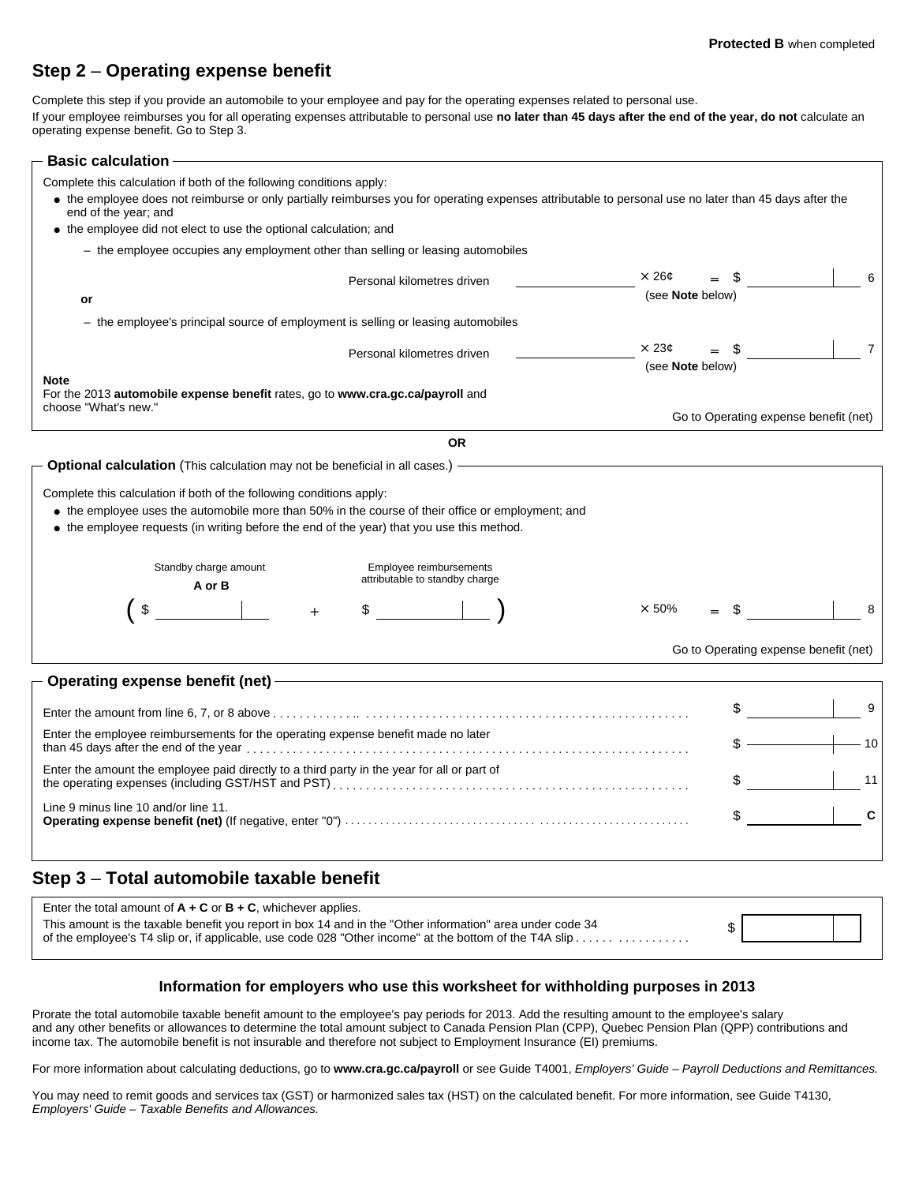**Protected B** when completed

## Step 2 – Operating expense benefit

Complete this step if you provide an automobile to your employee and pay for the operating expenses related to personal use.

If your employee reimburses you for all operating expenses attributable to personal use **no later than 45 days after the end of the year, do not** calculate an operating expense benefit. Go to Step 3.

### Basic calculation

Complete this calculation if both of the following conditions apply:

- the employee does not reimburse or only partially reimburses you for operating expenses attributable to personal use no later than 45 days after the end of the year; and
- the employee did not elect to use the optional calculation; and
  - the employee occupies any employment other than selling or leasing automobiles

Personal kilometres driven ________ × 26¢ (see **Note** below) = $ ________ 6

**or**

  - the employee's principal source of employment is selling or leasing automobiles

Personal kilometres driven ________ × 23¢ (see **Note** below) = $ ________ 7

**Note**
For the 2013 **automobile expense benefit** rates, go to **www.cra.gc.ca/payroll** and choose "What's new."

Go to Operating expense benefit (net)

**OR**

### Optional calculation (This calculation may not be beneficial in all cases.)

Complete this calculation if both of the following conditions apply:

- the employee uses the automobile more than 50% in the course of their office or employment; and
- the employee requests (in writing before the end of the year) that you use this method.

( Standby charge amount **A or B** $ ________ + Employee reimbursements attributable to standby charge $ ________ ) × 50% = $ ________ 8

Go to Operating expense benefit (net)

### Operating expense benefit (net)

| | | |
|---|---|---|
| Enter the amount from line 6, 7, or 8 above | $ | 9 |
| Enter the employee reimbursements for the operating expense benefit made no later than 45 days after the end of the year | $ | 10 |
| Enter the amount the employee paid directly to a third party in the year for all or part of the operating expenses (including GST/HST and PST) | $ | 11 |
| Line 9 minus line 10 and/or line 11. **Operating expense benefit (net)** (If negative, enter "0") | $ | **C** |

## Step 3 – Total automobile taxable benefit

Enter the total amount of **A + C** or **B + C**, whichever applies.
This amount is the taxable benefit you report in box 14 and in the "Other information" area under code 34 of the employee's T4 slip or, if applicable, use code 028 "Other income" at the bottom of the T4A slip ..... $ ________

### Information for employers who use this worksheet for withholding purposes in 2013

Prorate the total automobile taxable benefit amount to the employee's pay periods for 2013. Add the resulting amount to the employee's salary and any other benefits or allowances to determine the total amount subject to Canada Pension Plan (CPP), Quebec Pension Plan (QPP) contributions and income tax. The automobile benefit is not insurable and therefore not subject to Employment Insurance (EI) premiums.

For more information about calculating deductions, go to **www.cra.gc.ca/payroll** or see Guide T4001, *Employers' Guide – Payroll Deductions and Remittances.*

You may need to remit goods and services tax (GST) or harmonized sales tax (HST) on the calculated benefit. For more information, see Guide T4130, *Employers' Guide – Taxable Benefits and Allowances.*